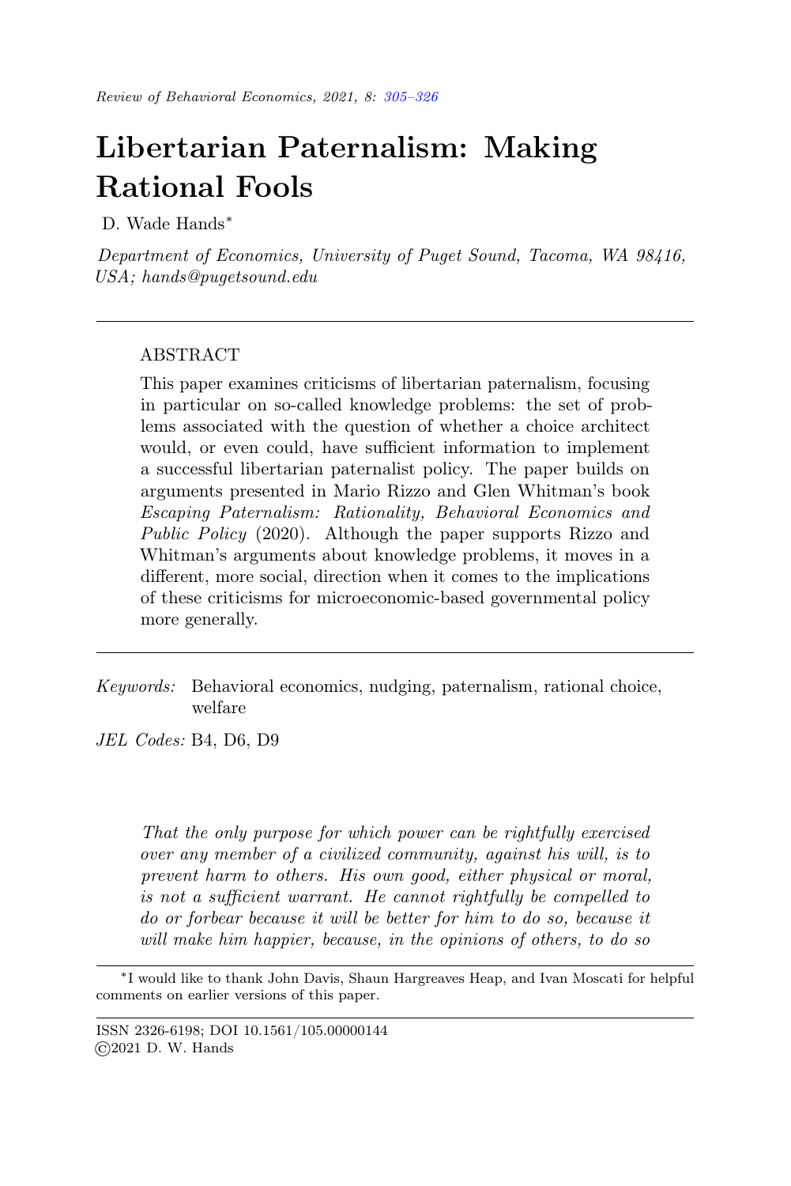# Libertarian Paternalism: Making Rational Fools

D. Wade Hands[*]

*Department of Economics, University of Puget Sound, Tacoma, WA 98416, USA; hands@pugetsound.edu*

---

## ABSTRACT

This paper examines criticisms of libertarian paternalism, focusing in particular on so-called knowledge problems: the set of problems associated with the question of whether a choice architect would, or even could, have sufficient information to implement a successful libertarian paternalist policy. The paper builds on arguments presented in Mario Rizzo and Glen Whitman's book *Escaping Paternalism: Rationality, Behavioral Economics and Public Policy* (2020). Although the paper supports Rizzo and Whitman's arguments about knowledge problems, it moves in a different, more social, direction when it comes to the implications of these criticisms for microeconomic-based governmental policy more generally.

---

*Keywords:* Behavioral economics, nudging, paternalism, rational choice, welfare

*JEL Codes:* B4, D6, D9

> *That the only purpose for which power can be rightfully exercised over any member of a civilized community, against his will, is to prevent harm to others. His own good, either physical or moral, is not a sufficient warrant. He cannot rightfully be compelled to do or forbear because it will be better for him to do so, because it will make him happier, because, in the opinions of others, to do so*

---

[*] I would like to thank John Davis, Shaun Hargreaves Heap, and Ivan Moscati for helpful comments on earlier versions of this paper.

ISSN 2326-6198; DOI 10.1561/105.00000144
©2021 D. W. Hands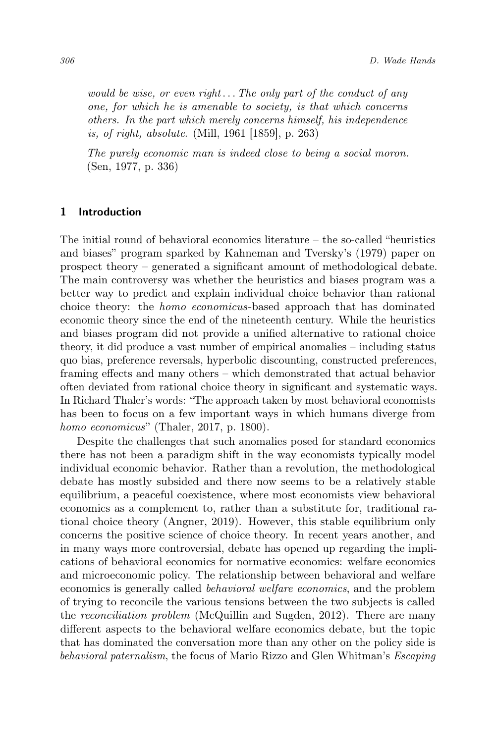*would be wise, or even right... The only part of the conduct of any one, for which he is amenable to society, is that which concerns others. In the part which merely concerns himself, his independence is, of right, absolute.* (Mill, 1961 [1859], p. 263)

*The purely economic man is indeed close to being a social moron.* (Sen, 1977, p. 336)

## 1 Introduction

The initial round of behavioral economics literature – the so-called "heuristics and biases" program sparked by Kahneman and Tversky's (1979) paper on prospect theory – generated a significant amount of methodological debate. The main controversy was whether the heuristics and biases program was a better way to predict and explain individual choice behavior than rational choice theory: the *homo economicus*-based approach that has dominated economic theory since the end of the nineteenth century. While the heuristics and biases program did not provide a unified alternative to rational choice theory, it did produce a vast number of empirical anomalies – including status quo bias, preference reversals, hyperbolic discounting, constructed preferences, framing effects and many others – which demonstrated that actual behavior often deviated from rational choice theory in significant and systematic ways. In Richard Thaler's words: "The approach taken by most behavioral economists has been to focus on a few important ways in which humans diverge from *homo economicus*" (Thaler, 2017, p. 1800).

Despite the challenges that such anomalies posed for standard economics there has not been a paradigm shift in the way economists typically model individual economic behavior. Rather than a revolution, the methodological debate has mostly subsided and there now seems to be a relatively stable equilibrium, a peaceful coexistence, where most economists view behavioral economics as a complement to, rather than a substitute for, traditional rational choice theory (Angner, 2019). However, this stable equilibrium only concerns the positive science of choice theory. In recent years another, and in many ways more controversial, debate has opened up regarding the implications of behavioral economics for normative economics: welfare economics and microeconomic policy. The relationship between behavioral and welfare economics is generally called *behavioral welfare economics*, and the problem of trying to reconcile the various tensions between the two subjects is called the *reconciliation problem* (McQuillin and Sugden, 2012). There are many different aspects to the behavioral welfare economics debate, but the topic that has dominated the conversation more than any other on the policy side is *behavioral paternalism*, the focus of Mario Rizzo and Glen Whitman's *Escaping*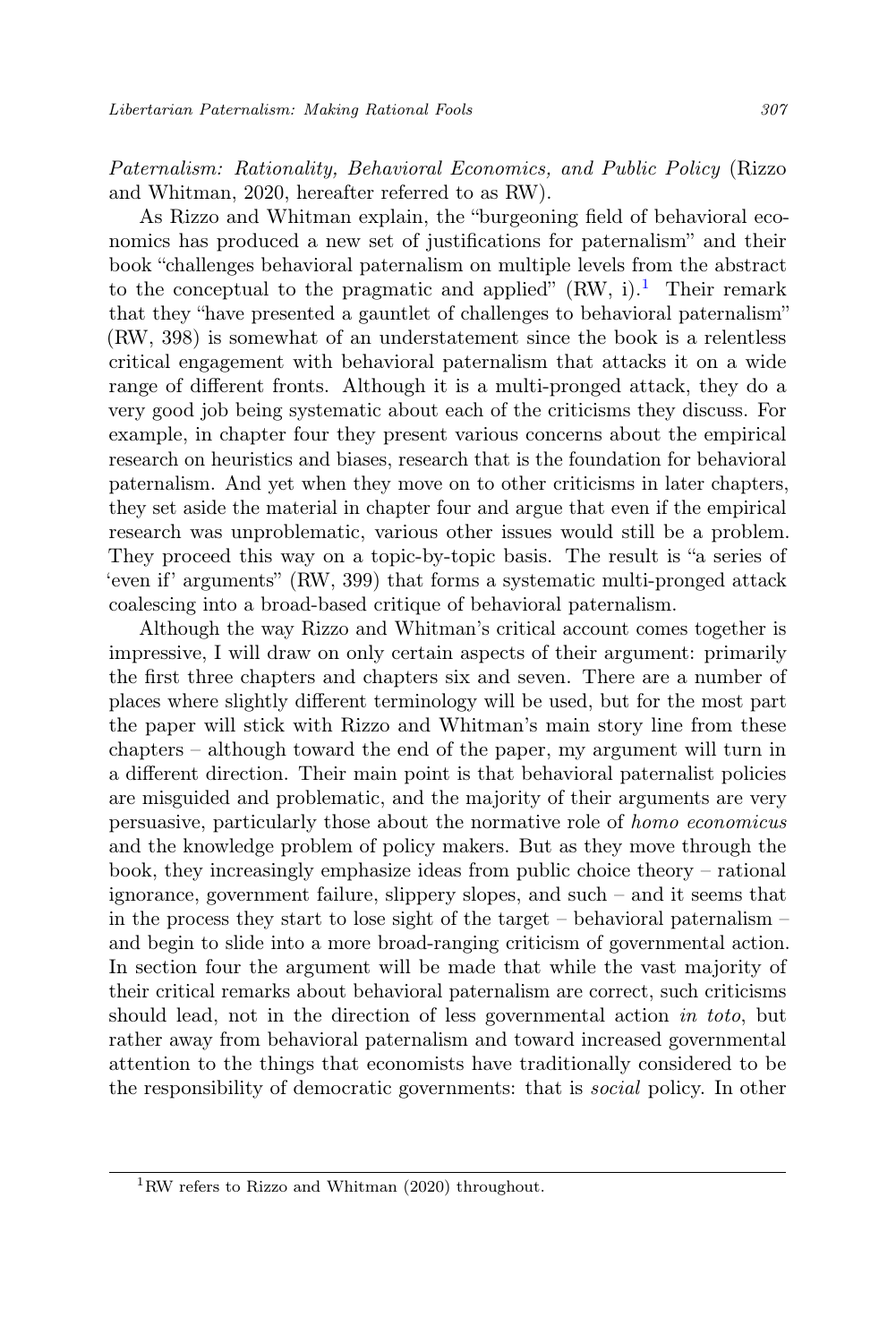*Paternalism: Rationality, Behavioral Economics, and Public Policy* (Rizzo and Whitman, 2020, hereafter referred to as RW).

As Rizzo and Whitman explain, the "burgeoning field of behavioral economics has produced a new set of justifications for paternalism" and their book "challenges behavioral paternalism on multiple levels from the abstract to the conceptual to the pragmatic and applied" (RW, i).[1] Their remark that they "have presented a gauntlet of challenges to behavioral paternalism" (RW, 398) is somewhat of an understatement since the book is a relentless critical engagement with behavioral paternalism that attacks it on a wide range of different fronts. Although it is a multi-pronged attack, they do a very good job being systematic about each of the criticisms they discuss. For example, in chapter four they present various concerns about the empirical research on heuristics and biases, research that is the foundation for behavioral paternalism. And yet when they move on to other criticisms in later chapters, they set aside the material in chapter four and argue that even if the empirical research was unproblematic, various other issues would still be a problem. They proceed this way on a topic-by-topic basis. The result is "a series of 'even if' arguments" (RW, 399) that forms a systematic multi-pronged attack coalescing into a broad-based critique of behavioral paternalism.

Although the way Rizzo and Whitman's critical account comes together is impressive, I will draw on only certain aspects of their argument: primarily the first three chapters and chapters six and seven. There are a number of places where slightly different terminology will be used, but for the most part the paper will stick with Rizzo and Whitman's main story line from these chapters – although toward the end of the paper, my argument will turn in a different direction. Their main point is that behavioral paternalist policies are misguided and problematic, and the majority of their arguments are very persuasive, particularly those about the normative role of *homo economicus* and the knowledge problem of policy makers. But as they move through the book, they increasingly emphasize ideas from public choice theory – rational ignorance, government failure, slippery slopes, and such – and it seems that in the process they start to lose sight of the target – behavioral paternalism – and begin to slide into a more broad-ranging criticism of governmental action. In section four the argument will be made that while the vast majority of their critical remarks about behavioral paternalism are correct, such criticisms should lead, not in the direction of less governmental action *in toto*, but rather away from behavioral paternalism and toward increased governmental attention to the things that economists have traditionally considered to be the responsibility of democratic governments: that is *social* policy. In other

[1] RW refers to Rizzo and Whitman (2020) throughout.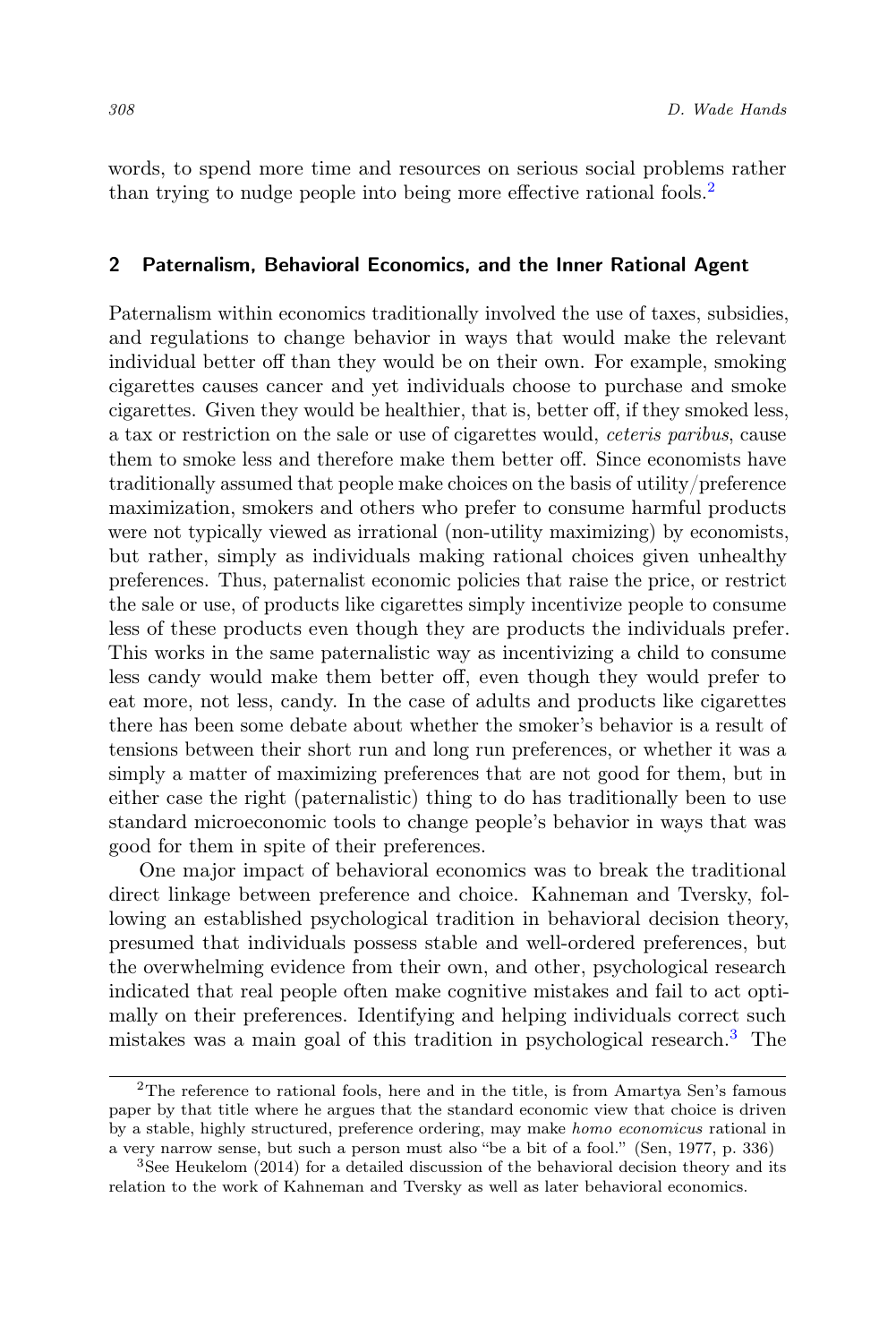words, to spend more time and resources on serious social problems rather than trying to nudge people into being more effective rational fools.[2]

## 2 Paternalism, Behavioral Economics, and the Inner Rational Agent

Paternalism within economics traditionally involved the use of taxes, subsidies, and regulations to change behavior in ways that would make the relevant individual better off than they would be on their own. For example, smoking cigarettes causes cancer and yet individuals choose to purchase and smoke cigarettes. Given they would be healthier, that is, better off, if they smoked less, a tax or restriction on the sale or use of cigarettes would, *ceteris paribus*, cause them to smoke less and therefore make them better off. Since economists have traditionally assumed that people make choices on the basis of utility/preference maximization, smokers and others who prefer to consume harmful products were not typically viewed as irrational (non-utility maximizing) by economists, but rather, simply as individuals making rational choices given unhealthy preferences. Thus, paternalist economic policies that raise the price, or restrict the sale or use, of products like cigarettes simply incentivize people to consume less of these products even though they are products the individuals prefer. This works in the same paternalistic way as incentivizing a child to consume less candy would make them better off, even though they would prefer to eat more, not less, candy. In the case of adults and products like cigarettes there has been some debate about whether the smoker's behavior is a result of tensions between their short run and long run preferences, or whether it was a simply a matter of maximizing preferences that are not good for them, but in either case the right (paternalistic) thing to do has traditionally been to use standard microeconomic tools to change people's behavior in ways that was good for them in spite of their preferences.

One major impact of behavioral economics was to break the traditional direct linkage between preference and choice. Kahneman and Tversky, following an established psychological tradition in behavioral decision theory, presumed that individuals possess stable and well-ordered preferences, but the overwhelming evidence from their own, and other, psychological research indicated that real people often make cognitive mistakes and fail to act optimally on their preferences. Identifying and helping individuals correct such mistakes was a main goal of this tradition in psychological research.[3] The

---

[2] The reference to rational fools, here and in the title, is from Amartya Sen's famous paper by that title where he argues that the standard economic view that choice is driven by a stable, highly structured, preference ordering, may make *homo economicus* rational in a very narrow sense, but such a person must also "be a bit of a fool." (Sen, 1977, p. 336)

[3] See Heukelom (2014) for a detailed discussion of the behavioral decision theory and its relation to the work of Kahneman and Tversky as well as later behavioral economics.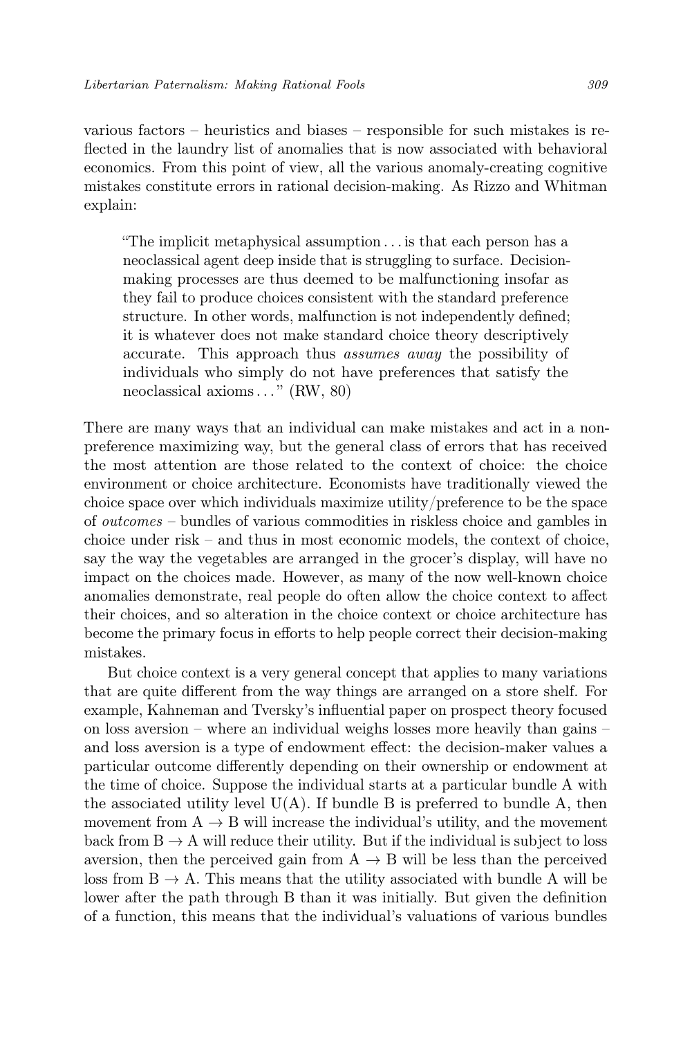various factors – heuristics and biases – responsible for such mistakes is reflected in the laundry list of anomalies that is now associated with behavioral economics. From this point of view, all the various anomaly-creating cognitive mistakes constitute errors in rational decision-making. As Rizzo and Whitman explain:

> "The implicit metaphysical assumption . . . is that each person has a neoclassical agent deep inside that is struggling to surface. Decision-making processes are thus deemed to be malfunctioning insofar as they fail to produce choices consistent with the standard preference structure. In other words, malfunction is not independently defined; it is whatever does not make standard choice theory descriptively accurate. This approach thus *assumes away* the possibility of individuals who simply do not have preferences that satisfy the neoclassical axioms . . . " (RW, 80)

There are many ways that an individual can make mistakes and act in a non-preference maximizing way, but the general class of errors that has received the most attention are those related to the context of choice: the choice environment or choice architecture. Economists have traditionally viewed the choice space over which individuals maximize utility/preference to be the space of *outcomes* – bundles of various commodities in riskless choice and gambles in choice under risk – and thus in most economic models, the context of choice, say the way the vegetables are arranged in the grocer's display, will have no impact on the choices made. However, as many of the now well-known choice anomalies demonstrate, real people do often allow the choice context to affect their choices, and so alteration in the choice context or choice architecture has become the primary focus in efforts to help people correct their decision-making mistakes.

But choice context is a very general concept that applies to many variations that are quite different from the way things are arranged on a store shelf. For example, Kahneman and Tversky's influential paper on prospect theory focused on loss aversion – where an individual weighs losses more heavily than gains – and loss aversion is a type of endowment effect: the decision-maker values a particular outcome differently depending on their ownership or endowment at the time of choice. Suppose the individual starts at a particular bundle A with the associated utility level U(A). If bundle B is preferred to bundle A, then movement from $A \rightarrow B$ will increase the individual's utility, and the movement back from $B \rightarrow A$ will reduce their utility. But if the individual is subject to loss aversion, then the perceived gain from $A \rightarrow B$ will be less than the perceived loss from $B \rightarrow A$. This means that the utility associated with bundle A will be lower after the path through B than it was initially. But given the definition of a function, this means that the individual's valuations of various bundles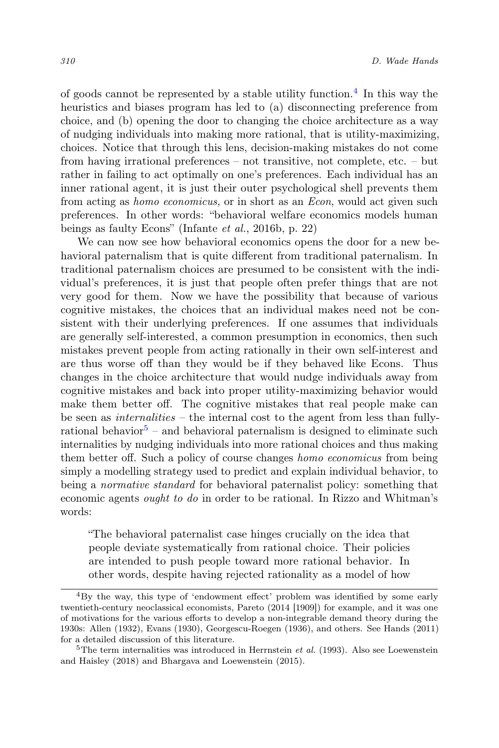of goods cannot be represented by a stable utility function.[4] In this way the heuristics and biases program has led to (a) disconnecting preference from choice, and (b) opening the door to changing the choice architecture as a way of nudging individuals into making more rational, that is utility-maximizing, choices. Notice that through this lens, decision-making mistakes do not come from having irrational preferences – not transitive, not complete, etc. – but rather in failing to act optimally on one's preferences. Each individual has an inner rational agent, it is just their outer psychological shell prevents them from acting as *homo economicus,* or in short as an *Econ*, would act given such preferences. In other words: "behavioral welfare economics models human beings as faulty Econs" (Infante *et al.*, 2016b, p. 22)

We can now see how behavioral economics opens the door for a new behavioral paternalism that is quite different from traditional paternalism. In traditional paternalism choices are presumed to be consistent with the individual's preferences, it is just that people often prefer things that are not very good for them. Now we have the possibility that because of various cognitive mistakes, the choices that an individual makes need not be consistent with their underlying preferences. If one assumes that individuals are generally self-interested, a common presumption in economics, then such mistakes prevent people from acting rationally in their own self-interest and are thus worse off than they would be if they behaved like Econs. Thus changes in the choice architecture that would nudge individuals away from cognitive mistakes and back into proper utility-maximizing behavior would make them better off. The cognitive mistakes that real people make can be seen as *internalities* – the internal cost to the agent from less than fully-rational behavior[5] – and behavioral paternalism is designed to eliminate such internalities by nudging individuals into more rational choices and thus making them better off. Such a policy of course changes *homo economicus* from being simply a modelling strategy used to predict and explain individual behavior, to being a *normative standard* for behavioral paternalist policy: something that economic agents *ought to do* in order to be rational. In Rizzo and Whitman's words:

> "The behavioral paternalist case hinges crucially on the idea that people deviate systematically from rational choice. Their policies are intended to push people toward more rational behavior. In other words, despite having rejected rationality as a model of how

---

[4] By the way, this type of 'endowment effect' problem was identified by some early twentieth-century neoclassical economists, Pareto (2014 [1909]) for example, and it was one of motivations for the various efforts to develop a non-integrable demand theory during the 1930s: Allen (1932), Evans (1930), Georgescu-Roegen (1936), and others. See Hands (2011) for a detailed discussion of this literature.

[5] The term internalities was introduced in Herrnstein *et al.* (1993). Also see Loewenstein and Haisley (2018) and Bhargava and Loewenstein (2015).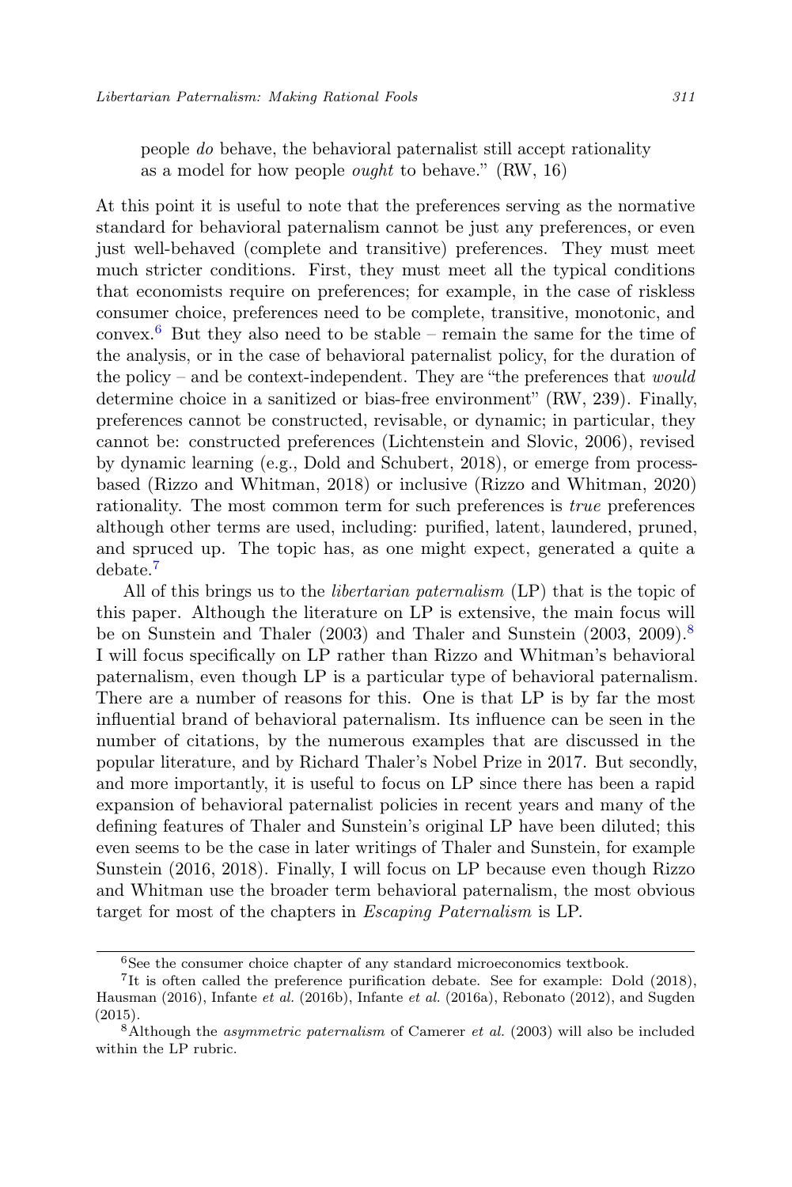people *do* behave, the behavioral paternalist still accept rationality as a model for how people *ought* to behave." (RW, 16)

At this point it is useful to note that the preferences serving as the normative standard for behavioral paternalism cannot be just any preferences, or even just well-behaved (complete and transitive) preferences. They must meet much stricter conditions. First, they must meet all the typical conditions that economists require on preferences; for example, in the case of riskless consumer choice, preferences need to be complete, transitive, monotonic, and convex.[6] But they also need to be stable – remain the same for the time of the analysis, or in the case of behavioral paternalist policy, for the duration of the policy – and be context-independent. They are "the preferences that *would* determine choice in a sanitized or bias-free environment" (RW, 239). Finally, preferences cannot be constructed, revisable, or dynamic; in particular, they cannot be: constructed preferences (Lichtenstein and Slovic, 2006), revised by dynamic learning (e.g., Dold and Schubert, 2018), or emerge from process-based (Rizzo and Whitman, 2018) or inclusive (Rizzo and Whitman, 2020) rationality. The most common term for such preferences is *true* preferences although other terms are used, including: purified, latent, laundered, pruned, and spruced up. The topic has, as one might expect, generated a quite a debate.[7]

All of this brings us to the *libertarian paternalism* (LP) that is the topic of this paper. Although the literature on LP is extensive, the main focus will be on Sunstein and Thaler (2003) and Thaler and Sunstein (2003, 2009).[8] I will focus specifically on LP rather than Rizzo and Whitman's behavioral paternalism, even though LP is a particular type of behavioral paternalism. There are a number of reasons for this. One is that LP is by far the most influential brand of behavioral paternalism. Its influence can be seen in the number of citations, by the numerous examples that are discussed in the popular literature, and by Richard Thaler's Nobel Prize in 2017. But secondly, and more importantly, it is useful to focus on LP since there has been a rapid expansion of behavioral paternalist policies in recent years and many of the defining features of Thaler and Sunstein's original LP have been diluted; this even seems to be the case in later writings of Thaler and Sunstein, for example Sunstein (2016, 2018). Finally, I will focus on LP because even though Rizzo and Whitman use the broader term behavioral paternalism, the most obvious target for most of the chapters in *Escaping Paternalism* is LP.

---

[6] See the consumer choice chapter of any standard microeconomics textbook.

[7] It is often called the preference purification debate. See for example: Dold (2018), Hausman (2016), Infante *et al.* (2016b), Infante *et al.* (2016a), Rebonato (2012), and Sugden (2015).

[8] Although the *asymmetric paternalism* of Camerer *et al.* (2003) will also be included within the LP rubric.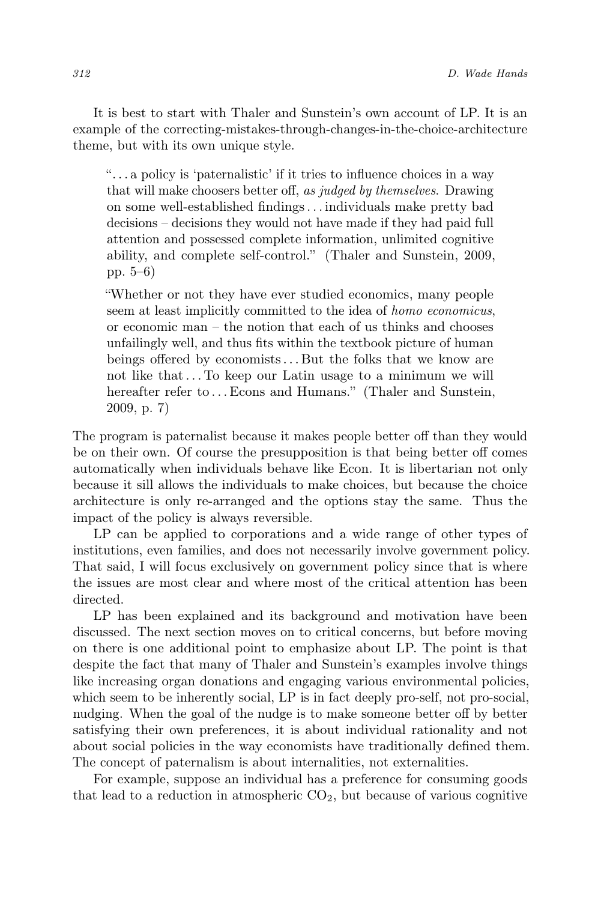It is best to start with Thaler and Sunstein's own account of LP. It is an example of the correcting-mistakes-through-changes-in-the-choice-architecture theme, but with its own unique style.

> "... a policy is 'paternalistic' if it tries to influence choices in a way that will make choosers better off, *as judged by themselves*. Drawing on some well-established findings ... individuals make pretty bad decisions – decisions they would not have made if they had paid full attention and possessed complete information, unlimited cognitive ability, and complete self-control." (Thaler and Sunstein, 2009, pp. 5–6)

> "Whether or not they have ever studied economics, many people seem at least implicitly committed to the idea of *homo economicus*, or economic man – the notion that each of us thinks and chooses unfailingly well, and thus fits within the textbook picture of human beings offered by economists ... But the folks that we know are not like that ... To keep our Latin usage to a minimum we will hereafter refer to ... Econs and Humans." (Thaler and Sunstein, 2009, p. 7)

The program is paternalist because it makes people better off than they would be on their own. Of course the presupposition is that being better off comes automatically when individuals behave like Econ. It is libertarian not only because it sill allows the individuals to make choices, but because the choice architecture is only re-arranged and the options stay the same. Thus the impact of the policy is always reversible.

LP can be applied to corporations and a wide range of other types of institutions, even families, and does not necessarily involve government policy. That said, I will focus exclusively on government policy since that is where the issues are most clear and where most of the critical attention has been directed.

LP has been explained and its background and motivation have been discussed. The next section moves on to critical concerns, but before moving on there is one additional point to emphasize about LP. The point is that despite the fact that many of Thaler and Sunstein's examples involve things like increasing organ donations and engaging various environmental policies, which seem to be inherently social, LP is in fact deeply pro-self, not pro-social, nudging. When the goal of the nudge is to make someone better off by better satisfying their own preferences, it is about individual rationality and not about social policies in the way economists have traditionally defined them. The concept of paternalism is about internalities, not externalities.

For example, suppose an individual has a preference for consuming goods that lead to a reduction in atmospheric $CO_2$, but because of various cognitive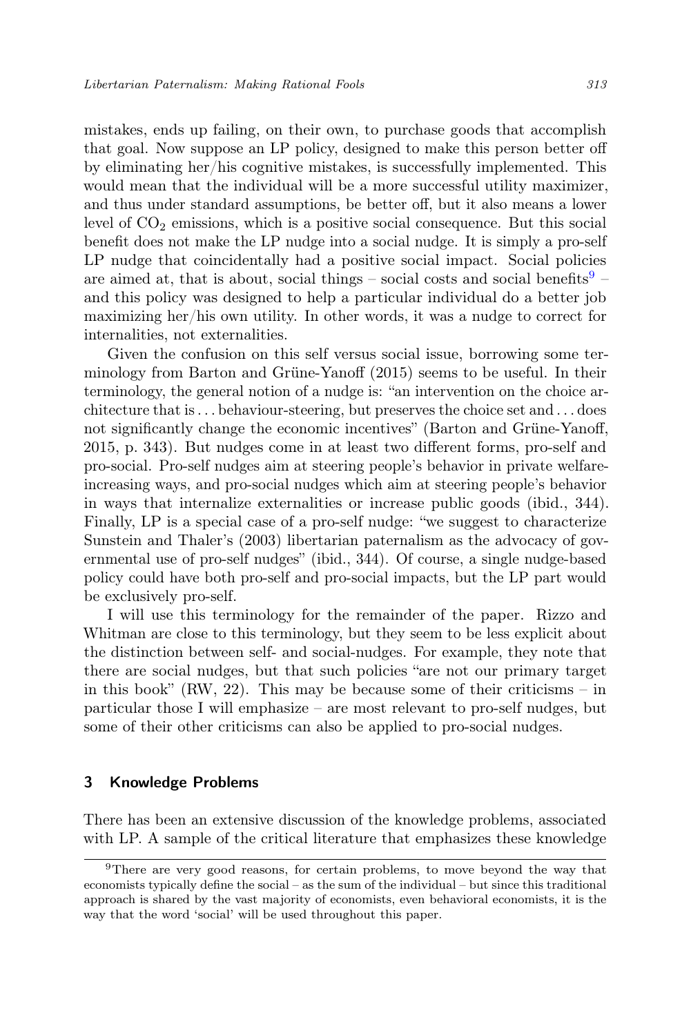mistakes, ends up failing, on their own, to purchase goods that accomplish that goal. Now suppose an LP policy, designed to make this person better off by eliminating her/his cognitive mistakes, is successfully implemented. This would mean that the individual will be a more successful utility maximizer, and thus under standard assumptions, be better off, but it also means a lower level of $CO_2$ emissions, which is a positive social consequence. But this social benefit does not make the LP nudge into a social nudge. It is simply a pro-self LP nudge that coincidentally had a positive social impact. Social policies are aimed at, that is about, social things – social costs and social benefits[9] – and this policy was designed to help a particular individual do a better job maximizing her/his own utility. In other words, it was a nudge to correct for internalities, not externalities.

Given the confusion on this self versus social issue, borrowing some terminology from Barton and Grüne-Yanoff (2015) seems to be useful. In their terminology, the general notion of a nudge is: "an intervention on the choice architecture that is . . . behaviour-steering, but preserves the choice set and . . . does not significantly change the economic incentives" (Barton and Grüne-Yanoff, 2015, p. 343). But nudges come in at least two different forms, pro-self and pro-social. Pro-self nudges aim at steering people's behavior in private welfare-increasing ways, and pro-social nudges which aim at steering people's behavior in ways that internalize externalities or increase public goods (ibid., 344). Finally, LP is a special case of a pro-self nudge: "we suggest to characterize Sunstein and Thaler's (2003) libertarian paternalism as the advocacy of governmental use of pro-self nudges" (ibid., 344). Of course, a single nudge-based policy could have both pro-self and pro-social impacts, but the LP part would be exclusively pro-self.

I will use this terminology for the remainder of the paper. Rizzo and Whitman are close to this terminology, but they seem to be less explicit about the distinction between self- and social-nudges. For example, they note that there are social nudges, but that such policies "are not our primary target in this book" (RW, 22). This may be because some of their criticisms – in particular those I will emphasize – are most relevant to pro-self nudges, but some of their other criticisms can also be applied to pro-social nudges.

## 3 Knowledge Problems

There has been an extensive discussion of the knowledge problems, associated with LP. A sample of the critical literature that emphasizes these knowledge

[9] There are very good reasons, for certain problems, to move beyond the way that economists typically define the social – as the sum of the individual – but since this traditional approach is shared by the vast majority of economists, even behavioral economists, it is the way that the word 'social' will be used throughout this paper.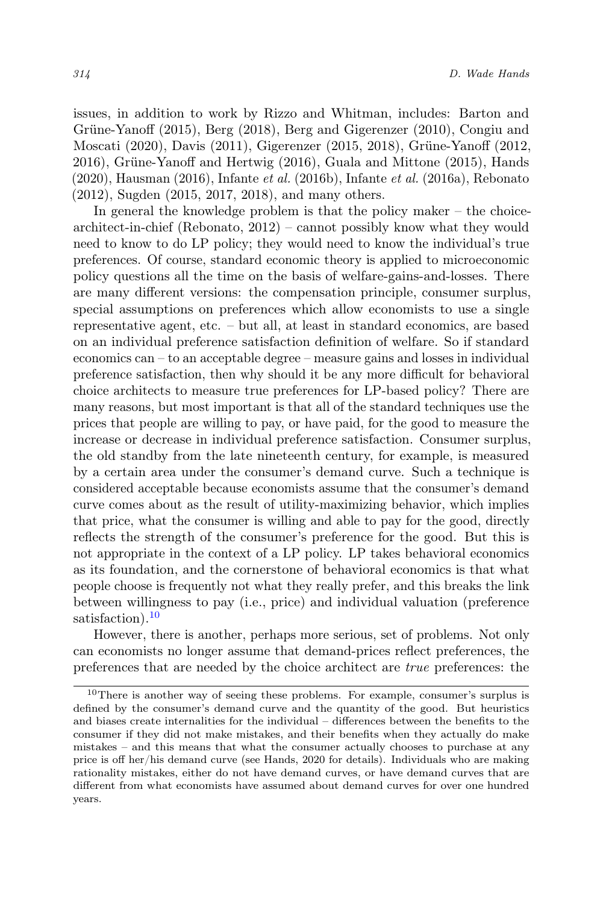issues, in addition to work by Rizzo and Whitman, includes: Barton and Grüne-Yanoff (2015), Berg (2018), Berg and Gigerenzer (2010), Congiu and Moscati (2020), Davis (2011), Gigerenzer (2015, 2018), Grüne-Yanoff (2012, 2016), Grüne-Yanoff and Hertwig (2016), Guala and Mittone (2015), Hands (2020), Hausman (2016), Infante *et al.* (2016b), Infante *et al.* (2016a), Rebonato (2012), Sugden (2015, 2017, 2018), and many others.

In general the knowledge problem is that the policy maker – the choice-architect-in-chief (Rebonato, 2012) – cannot possibly know what they would need to know to do LP policy; they would need to know the individual's true preferences. Of course, standard economic theory is applied to microeconomic policy questions all the time on the basis of welfare-gains-and-losses. There are many different versions: the compensation principle, consumer surplus, special assumptions on preferences which allow economists to use a single representative agent, etc. – but all, at least in standard economics, are based on an individual preference satisfaction definition of welfare. So if standard economics can – to an acceptable degree – measure gains and losses in individual preference satisfaction, then why should it be any more difficult for behavioral choice architects to measure true preferences for LP-based policy? There are many reasons, but most important is that all of the standard techniques use the prices that people are willing to pay, or have paid, for the good to measure the increase or decrease in individual preference satisfaction. Consumer surplus, the old standby from the late nineteenth century, for example, is measured by a certain area under the consumer's demand curve. Such a technique is considered acceptable because economists assume that the consumer's demand curve comes about as the result of utility-maximizing behavior, which implies that price, what the consumer is willing and able to pay for the good, directly reflects the strength of the consumer's preference for the good. But this is not appropriate in the context of a LP policy. LP takes behavioral economics as its foundation, and the cornerstone of behavioral economics is that what people choose is frequently not what they really prefer, and this breaks the link between willingness to pay (i.e., price) and individual valuation (preference satisfaction).[10]

However, there is another, perhaps more serious, set of problems. Not only can economists no longer assume that demand-prices reflect preferences, the preferences that are needed by the choice architect are *true* preferences: the

[10]There is another way of seeing these problems. For example, consumer's surplus is defined by the consumer's demand curve and the quantity of the good. But heuristics and biases create internalities for the individual – differences between the benefits to the consumer if they did not make mistakes, and their benefits when they actually do make mistakes – and this means that what the consumer actually chooses to purchase at any price is off her/his demand curve (see Hands, 2020 for details). Individuals who are making rationality mistakes, either do not have demand curves, or have demand curves that are different from what economists have assumed about demand curves for over one hundred years.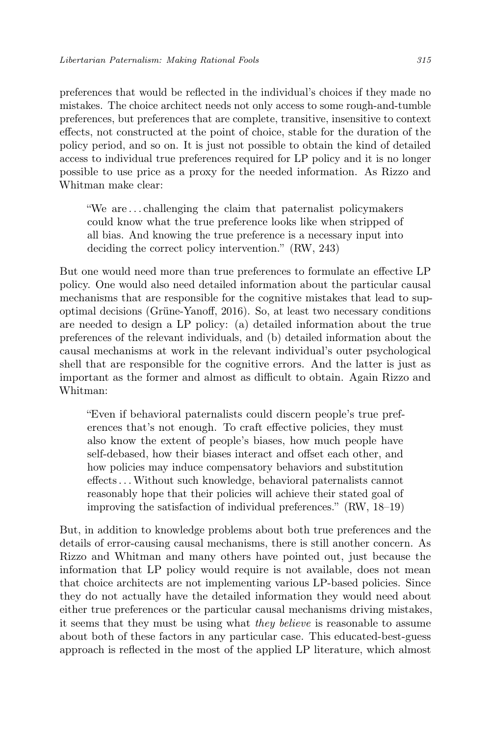preferences that would be reflected in the individual's choices if they made no mistakes. The choice architect needs not only access to some rough-and-tumble preferences, but preferences that are complete, transitive, insensitive to context effects, not constructed at the point of choice, stable for the duration of the policy period, and so on. It is just not possible to obtain the kind of detailed access to individual true preferences required for LP policy and it is no longer possible to use price as a proxy for the needed information. As Rizzo and Whitman make clear:

> "We are . . . challenging the claim that paternalist policymakers could know what the true preference looks like when stripped of all bias. And knowing the true preference is a necessary input into deciding the correct policy intervention." (RW, 243)

But one would need more than true preferences to formulate an effective LP policy. One would also need detailed information about the particular causal mechanisms that are responsible for the cognitive mistakes that lead to sup-optimal decisions (Grüne-Yanoff, 2016). So, at least two necessary conditions are needed to design a LP policy: (a) detailed information about the true preferences of the relevant individuals, and (b) detailed information about the causal mechanisms at work in the relevant individual's outer psychological shell that are responsible for the cognitive errors. And the latter is just as important as the former and almost as difficult to obtain. Again Rizzo and Whitman:

> "Even if behavioral paternalists could discern people's true preferences that's not enough. To craft effective policies, they must also know the extent of people's biases, how much people have self-debased, how their biases interact and offset each other, and how policies may induce compensatory behaviors and substitution effects . . . Without such knowledge, behavioral paternalists cannot reasonably hope that their policies will achieve their stated goal of improving the satisfaction of individual preferences." (RW, 18–19)

But, in addition to knowledge problems about both true preferences and the details of error-causing causal mechanisms, there is still another concern. As Rizzo and Whitman and many others have pointed out, just because the information that LP policy would require is not available, does not mean that choice architects are not implementing various LP-based policies. Since they do not actually have the detailed information they would need about either true preferences or the particular causal mechanisms driving mistakes, it seems that they must be using what *they believe* is reasonable to assume about both of these factors in any particular case. This educated-best-guess approach is reflected in the most of the applied LP literature, which almost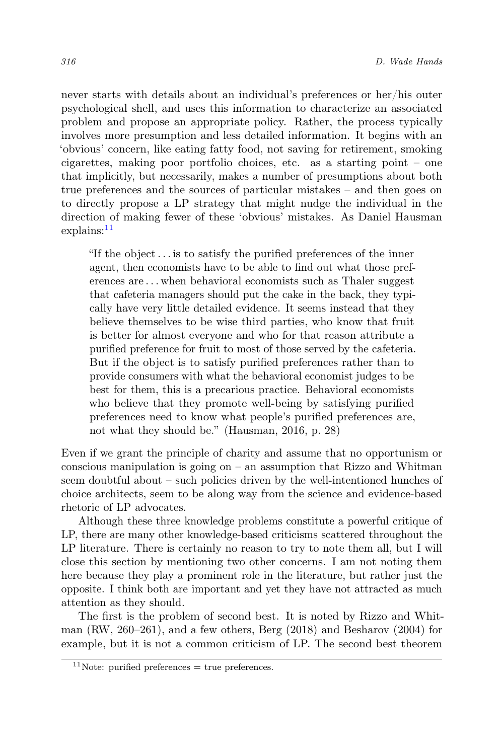never starts with details about an individual's preferences or her/his outer psychological shell, and uses this information to characterize an associated problem and propose an appropriate policy. Rather, the process typically involves more presumption and less detailed information. It begins with an 'obvious' concern, like eating fatty food, not saving for retirement, smoking cigarettes, making poor portfolio choices, etc. as a starting point – one that implicitly, but necessarily, makes a number of presumptions about both true preferences and the sources of particular mistakes – and then goes on to directly propose a LP strategy that might nudge the individual in the direction of making fewer of these 'obvious' mistakes. As Daniel Hausman explains:[11]

> "If the object . . . is to satisfy the purified preferences of the inner agent, then economists have to be able to find out what those preferences are . . . when behavioral economists such as Thaler suggest that cafeteria managers should put the cake in the back, they typically have very little detailed evidence. It seems instead that they believe themselves to be wise third parties, who know that fruit is better for almost everyone and who for that reason attribute a purified preference for fruit to most of those served by the cafeteria. But if the object is to satisfy purified preferences rather than to provide consumers with what the behavioral economist judges to be best for them, this is a precarious practice. Behavioral economists who believe that they promote well-being by satisfying purified preferences need to know what people's purified preferences are, not what they should be." (Hausman, 2016, p. 28)

Even if we grant the principle of charity and assume that no opportunism or conscious manipulation is going on – an assumption that Rizzo and Whitman seem doubtful about – such policies driven by the well-intentioned hunches of choice architects, seem to be along way from the science and evidence-based rhetoric of LP advocates.

Although these three knowledge problems constitute a powerful critique of LP, there are many other knowledge-based criticisms scattered throughout the LP literature. There is certainly no reason to try to note them all, but I will close this section by mentioning two other concerns. I am not noting them here because they play a prominent role in the literature, but rather just the opposite. I think both are important and yet they have not attracted as much attention as they should.

The first is the problem of second best. It is noted by Rizzo and Whitman (RW, 260–261), and a few others, Berg (2018) and Besharov (2004) for example, but it is not a common criticism of LP. The second best theorem

[11] Note: purified preferences = true preferences.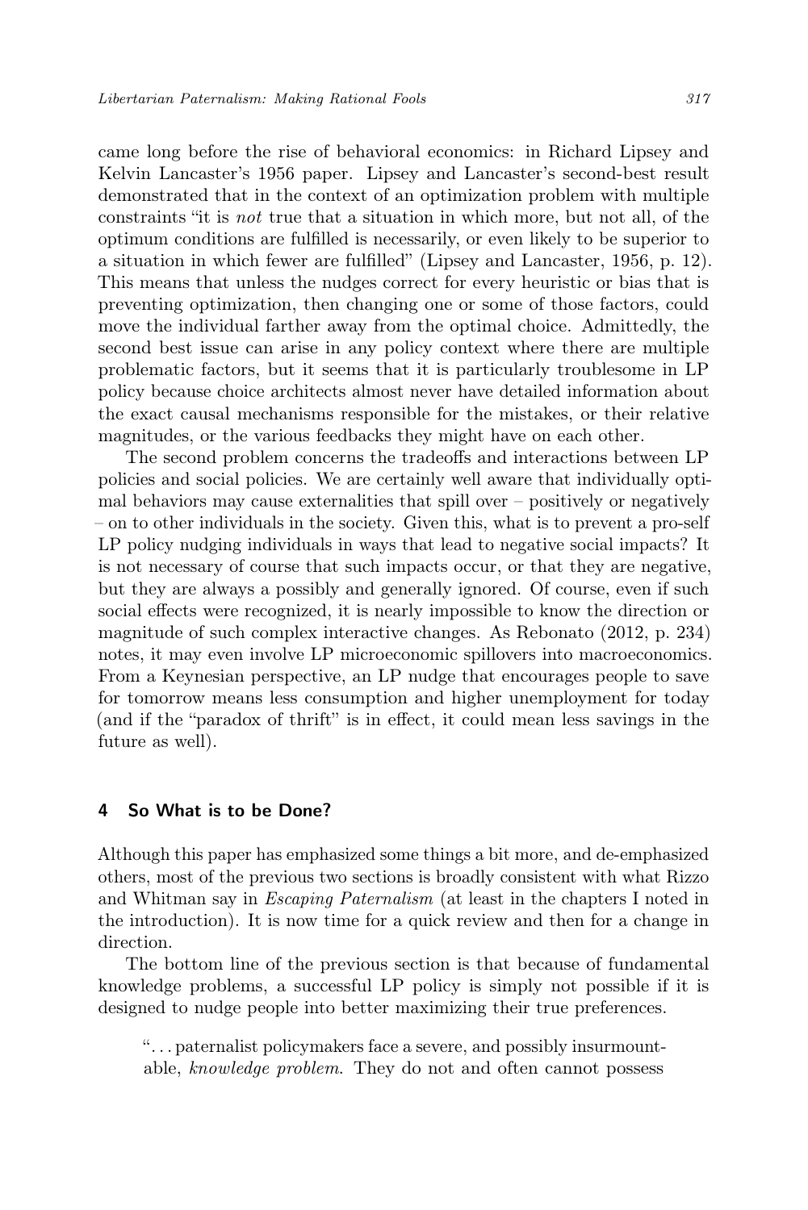came long before the rise of behavioral economics: in Richard Lipsey and Kelvin Lancaster's 1956 paper. Lipsey and Lancaster's second-best result demonstrated that in the context of an optimization problem with multiple constraints "it is *not* true that a situation in which more, but not all, of the optimum conditions are fulfilled is necessarily, or even likely to be superior to a situation in which fewer are fulfilled" (Lipsey and Lancaster, 1956, p. 12). This means that unless the nudges correct for every heuristic or bias that is preventing optimization, then changing one or some of those factors, could move the individual farther away from the optimal choice. Admittedly, the second best issue can arise in any policy context where there are multiple problematic factors, but it seems that it is particularly troublesome in LP policy because choice architects almost never have detailed information about the exact causal mechanisms responsible for the mistakes, or their relative magnitudes, or the various feedbacks they might have on each other.

The second problem concerns the tradeoffs and interactions between LP policies and social policies. We are certainly well aware that individually optimal behaviors may cause externalities that spill over – positively or negatively – on to other individuals in the society. Given this, what is to prevent a pro-self LP policy nudging individuals in ways that lead to negative social impacts? It is not necessary of course that such impacts occur, or that they are negative, but they are always a possibly and generally ignored. Of course, even if such social effects were recognized, it is nearly impossible to know the direction or magnitude of such complex interactive changes. As Rebonato (2012, p. 234) notes, it may even involve LP microeconomic spillovers into macroeconomics. From a Keynesian perspective, an LP nudge that encourages people to save for tomorrow means less consumption and higher unemployment for today (and if the "paradox of thrift" is in effect, it could mean less savings in the future as well).

## 4 So What is to be Done?

Although this paper has emphasized some things a bit more, and de-emphasized others, most of the previous two sections is broadly consistent with what Rizzo and Whitman say in *Escaping Paternalism* (at least in the chapters I noted in the introduction). It is now time for a quick review and then for a change in direction.

The bottom line of the previous section is that because of fundamental knowledge problems, a successful LP policy is simply not possible if it is designed to nudge people into better maximizing their true preferences.

> "...paternalist policymakers face a severe, and possibly insurmountable, *knowledge problem*. They do not and often cannot possess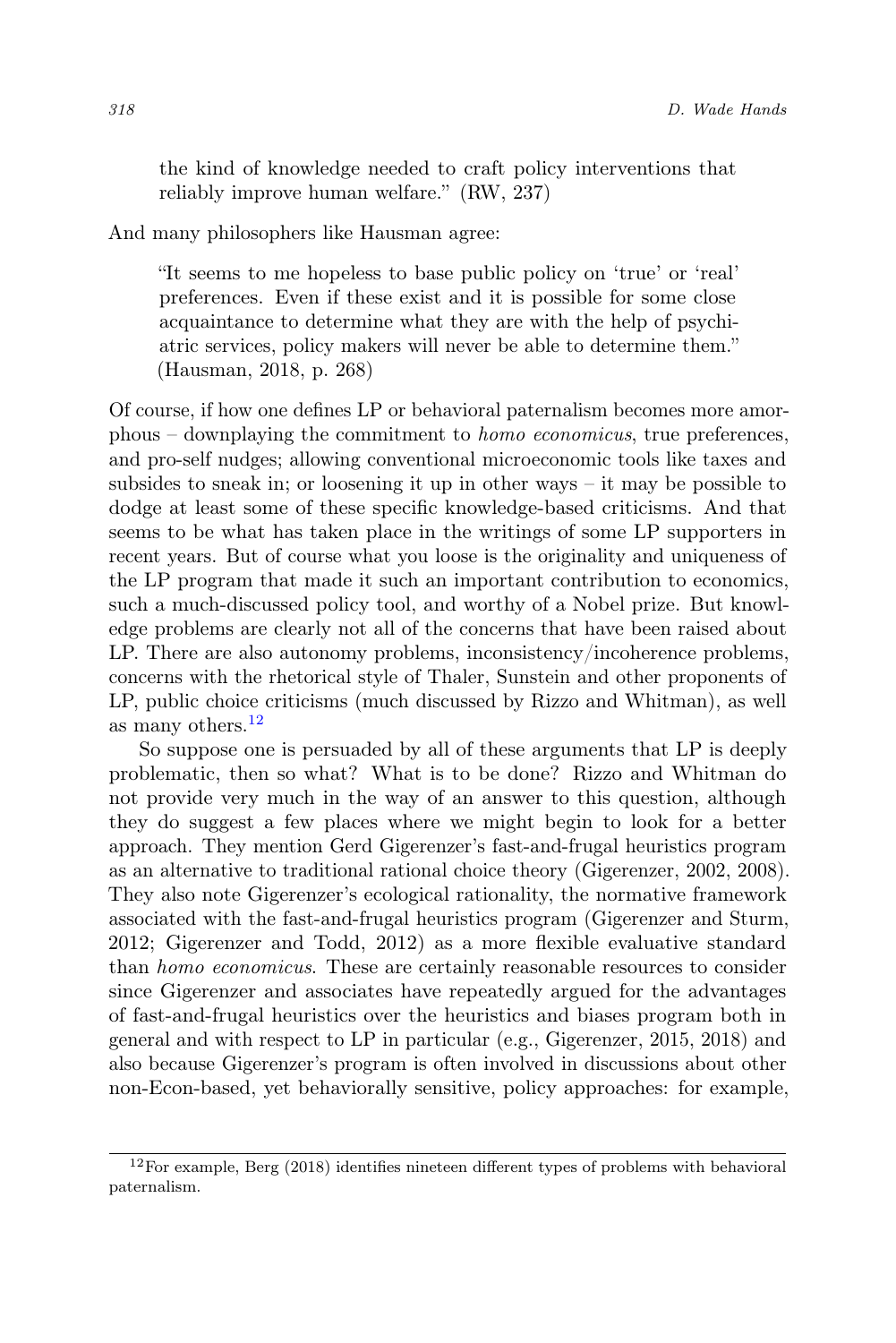the kind of knowledge needed to craft policy interventions that reliably improve human welfare." (RW, 237)

And many philosophers like Hausman agree:

> "It seems to me hopeless to base public policy on 'true' or 'real' preferences. Even if these exist and it is possible for some close acquaintance to determine what they are with the help of psychiatric services, policy makers will never be able to determine them." (Hausman, 2018, p. 268)

Of course, if how one defines LP or behavioral paternalism becomes more amorphous – downplaying the commitment to *homo economicus*, true preferences, and pro-self nudges; allowing conventional microeconomic tools like taxes and subsides to sneak in; or loosening it up in other ways – it may be possible to dodge at least some of these specific knowledge-based criticisms. And that seems to be what has taken place in the writings of some LP supporters in recent years. But of course what you loose is the originality and uniqueness of the LP program that made it such an important contribution to economics, such a much-discussed policy tool, and worthy of a Nobel prize. But knowledge problems are clearly not all of the concerns that have been raised about LP. There are also autonomy problems, inconsistency/incoherence problems, concerns with the rhetorical style of Thaler, Sunstein and other proponents of LP, public choice criticisms (much discussed by Rizzo and Whitman), as well as many others.[12]

So suppose one is persuaded by all of these arguments that LP is deeply problematic, then so what? What is to be done? Rizzo and Whitman do not provide very much in the way of an answer to this question, although they do suggest a few places where we might begin to look for a better approach. They mention Gerd Gigerenzer's fast-and-frugal heuristics program as an alternative to traditional rational choice theory (Gigerenzer, 2002, 2008). They also note Gigerenzer's ecological rationality, the normative framework associated with the fast-and-frugal heuristics program (Gigerenzer and Sturm, 2012; Gigerenzer and Todd, 2012) as a more flexible evaluative standard than *homo economicus*. These are certainly reasonable resources to consider since Gigerenzer and associates have repeatedly argued for the advantages of fast-and-frugal heuristics over the heuristics and biases program both in general and with respect to LP in particular (e.g., Gigerenzer, 2015, 2018) and also because Gigerenzer's program is often involved in discussions about other non-Econ-based, yet behaviorally sensitive, policy approaches: for example,

[12] For example, Berg (2018) identifies nineteen different types of problems with behavioral paternalism.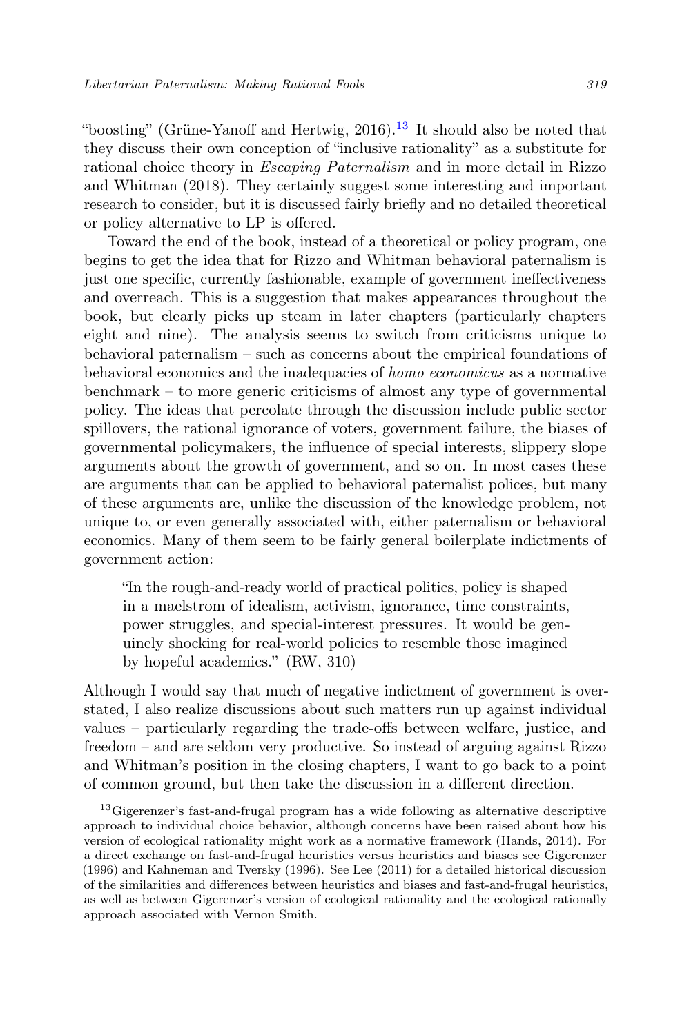"boosting" (Grüne-Yanoff and Hertwig, 2016).[13] It should also be noted that they discuss their own conception of "inclusive rationality" as a substitute for rational choice theory in *Escaping Paternalism* and in more detail in Rizzo and Whitman (2018). They certainly suggest some interesting and important research to consider, but it is discussed fairly briefly and no detailed theoretical or policy alternative to LP is offered.

Toward the end of the book, instead of a theoretical or policy program, one begins to get the idea that for Rizzo and Whitman behavioral paternalism is just one specific, currently fashionable, example of government ineffectiveness and overreach. This is a suggestion that makes appearances throughout the book, but clearly picks up steam in later chapters (particularly chapters eight and nine). The analysis seems to switch from criticisms unique to behavioral paternalism – such as concerns about the empirical foundations of behavioral economics and the inadequacies of *homo economicus* as a normative benchmark – to more generic criticisms of almost any type of governmental policy. The ideas that percolate through the discussion include public sector spillovers, the rational ignorance of voters, government failure, the biases of governmental policymakers, the influence of special interests, slippery slope arguments about the growth of government, and so on. In most cases these are arguments that can be applied to behavioral paternalist polices, but many of these arguments are, unlike the discussion of the knowledge problem, not unique to, or even generally associated with, either paternalism or behavioral economics. Many of them seem to be fairly general boilerplate indictments of government action:

> "In the rough-and-ready world of practical politics, policy is shaped in a maelstrom of idealism, activism, ignorance, time constraints, power struggles, and special-interest pressures. It would be genuinely shocking for real-world policies to resemble those imagined by hopeful academics." (RW, 310)

Although I would say that much of negative indictment of government is overstated, I also realize discussions about such matters run up against individual values – particularly regarding the trade-offs between welfare, justice, and freedom – and are seldom very productive. So instead of arguing against Rizzo and Whitman's position in the closing chapters, I want to go back to a point of common ground, but then take the discussion in a different direction.

[13] Gigerenzer's fast-and-frugal program has a wide following as alternative descriptive approach to individual choice behavior, although concerns have been raised about how his version of ecological rationality might work as a normative framework (Hands, 2014). For a direct exchange on fast-and-frugal heuristics versus heuristics and biases see Gigerenzer (1996) and Kahneman and Tversky (1996). See Lee (2011) for a detailed historical discussion of the similarities and differences between heuristics and biases and fast-and-frugal heuristics, as well as between Gigerenzer's version of ecological rationality and the ecological rationally approach associated with Vernon Smith.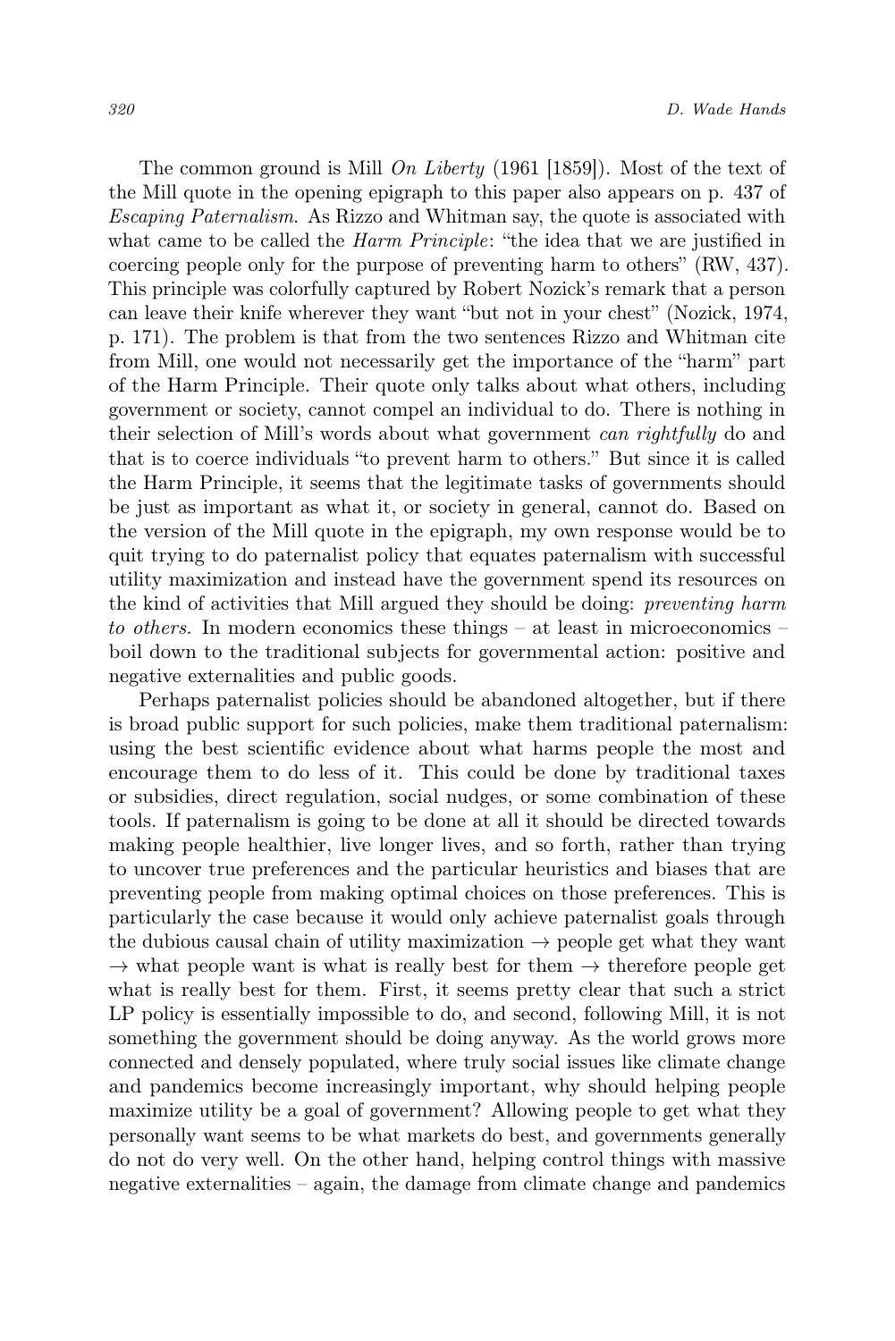The common ground is Mill *On Liberty* (1961 [1859]). Most of the text of the Mill quote in the opening epigraph to this paper also appears on p. 437 of *Escaping Paternalism*. As Rizzo and Whitman say, the quote is associated with what came to be called the *Harm Principle*: "the idea that we are justified in coercing people only for the purpose of preventing harm to others" (RW, 437). This principle was colorfully captured by Robert Nozick's remark that a person can leave their knife wherever they want "but not in your chest" (Nozick, 1974, p. 171). The problem is that from the two sentences Rizzo and Whitman cite from Mill, one would not necessarily get the importance of the "harm" part of the Harm Principle. Their quote only talks about what others, including government or society, cannot compel an individual to do. There is nothing in their selection of Mill's words about what government *can rightfully* do and that is to coerce individuals "to prevent harm to others." But since it is called the Harm Principle, it seems that the legitimate tasks of governments should be just as important as what it, or society in general, cannot do. Based on the version of the Mill quote in the epigraph, my own response would be to quit trying to do paternalist policy that equates paternalism with successful utility maximization and instead have the government spend its resources on the kind of activities that Mill argued they should be doing: *preventing harm to others.* In modern economics these things – at least in microeconomics – boil down to the traditional subjects for governmental action: positive and negative externalities and public goods.

Perhaps paternalist policies should be abandoned altogether, but if there is broad public support for such policies, make them traditional paternalism: using the best scientific evidence about what harms people the most and encourage them to do less of it. This could be done by traditional taxes or subsidies, direct regulation, social nudges, or some combination of these tools. If paternalism is going to be done at all it should be directed towards making people healthier, live longer lives, and so forth, rather than trying to uncover true preferences and the particular heuristics and biases that are preventing people from making optimal choices on those preferences. This is particularly the case because it would only achieve paternalist goals through the dubious causal chain of utility maximization → people get what they want → what people want is what is really best for them → therefore people get what is really best for them. First, it seems pretty clear that such a strict LP policy is essentially impossible to do, and second, following Mill, it is not something the government should be doing anyway. As the world grows more connected and densely populated, where truly social issues like climate change and pandemics become increasingly important, why should helping people maximize utility be a goal of government? Allowing people to get what they personally want seems to be what markets do best, and governments generally do not do very well. On the other hand, helping control things with massive negative externalities – again, the damage from climate change and pandemics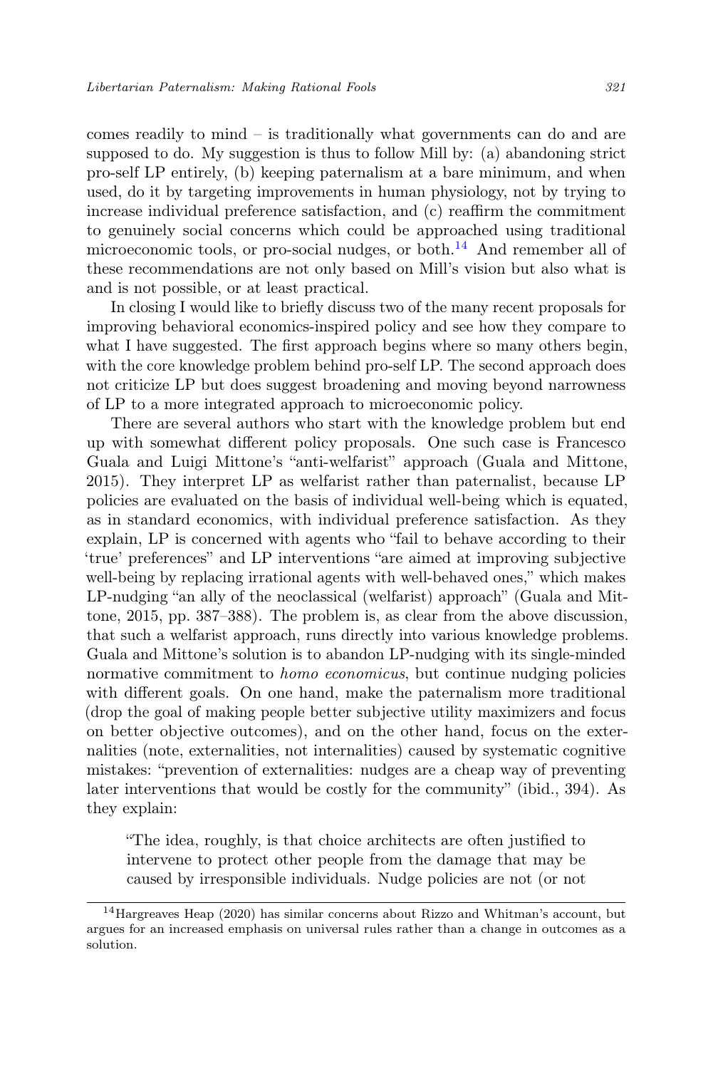comes readily to mind – is traditionally what governments can do and are supposed to do. My suggestion is thus to follow Mill by: (a) abandoning strict pro-self LP entirely, (b) keeping paternalism at a bare minimum, and when used, do it by targeting improvements in human physiology, not by trying to increase individual preference satisfaction, and (c) reaffirm the commitment to genuinely social concerns which could be approached using traditional microeconomic tools, or pro-social nudges, or both.[14] And remember all of these recommendations are not only based on Mill's vision but also what is and is not possible, or at least practical.

In closing I would like to briefly discuss two of the many recent proposals for improving behavioral economics-inspired policy and see how they compare to what I have suggested. The first approach begins where so many others begin, with the core knowledge problem behind pro-self LP. The second approach does not criticize LP but does suggest broadening and moving beyond narrowness of LP to a more integrated approach to microeconomic policy.

There are several authors who start with the knowledge problem but end up with somewhat different policy proposals. One such case is Francesco Guala and Luigi Mittone's "anti-welfarist" approach (Guala and Mittone, 2015). They interpret LP as welfarist rather than paternalist, because LP policies are evaluated on the basis of individual well-being which is equated, as in standard economics, with individual preference satisfaction. As they explain, LP is concerned with agents who "fail to behave according to their 'true' preferences" and LP interventions "are aimed at improving subjective well-being by replacing irrational agents with well-behaved ones," which makes LP-nudging "an ally of the neoclassical (welfarist) approach" (Guala and Mittone, 2015, pp. 387–388). The problem is, as clear from the above discussion, that such a welfarist approach, runs directly into various knowledge problems. Guala and Mittone's solution is to abandon LP-nudging with its single-minded normative commitment to *homo economicus*, but continue nudging policies with different goals. On one hand, make the paternalism more traditional (drop the goal of making people better subjective utility maximizers and focus on better objective outcomes), and on the other hand, focus on the externalities (note, externalities, not internalities) caused by systematic cognitive mistakes: "prevention of externalities: nudges are a cheap way of preventing later interventions that would be costly for the community" (ibid., 394). As they explain:

> "The idea, roughly, is that choice architects are often justified to intervene to protect other people from the damage that may be caused by irresponsible individuals. Nudge policies are not (or not

[14] Hargreaves Heap (2020) has similar concerns about Rizzo and Whitman's account, but argues for an increased emphasis on universal rules rather than a change in outcomes as a solution.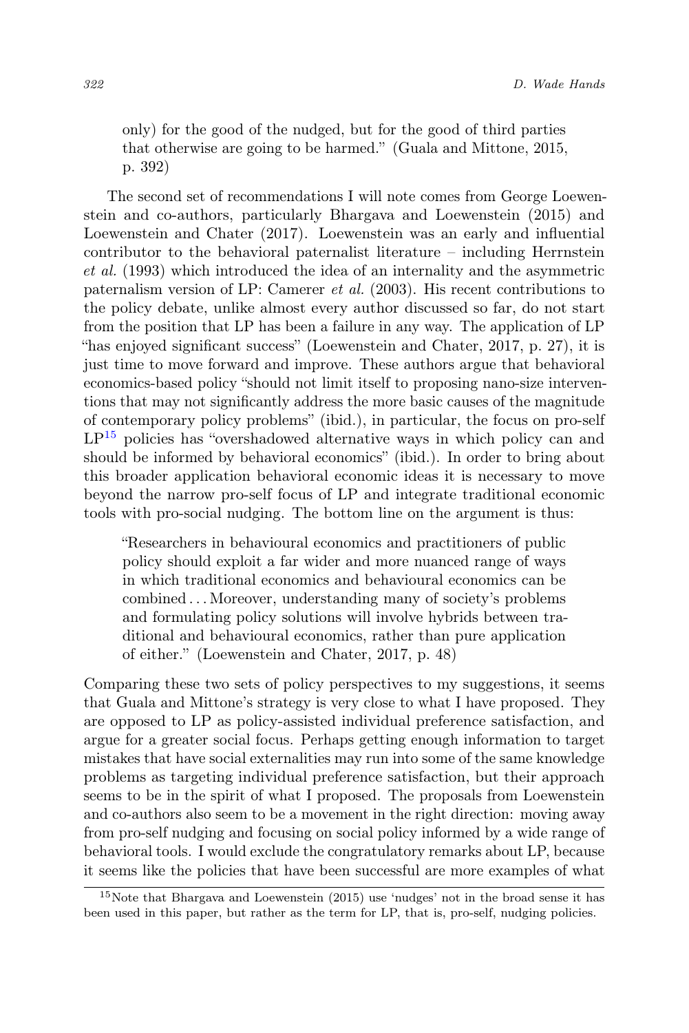only) for the good of the nudged, but for the good of third parties that otherwise are going to be harmed." (Guala and Mittone, 2015, p. 392)

The second set of recommendations I will note comes from George Loewenstein and co-authors, particularly Bhargava and Loewenstein (2015) and Loewenstein and Chater (2017). Loewenstein was an early and influential contributor to the behavioral paternalist literature – including Herrnstein *et al.* (1993) which introduced the idea of an internality and the asymmetric paternalism version of LP: Camerer *et al.* (2003). His recent contributions to the policy debate, unlike almost every author discussed so far, do not start from the position that LP has been a failure in any way. The application of LP "has enjoyed significant success" (Loewenstein and Chater, 2017, p. 27), it is just time to move forward and improve. These authors argue that behavioral economics-based policy "should not limit itself to proposing nano-size interventions that may not significantly address the more basic causes of the magnitude of contemporary policy problems" (ibid.), in particular, the focus on pro-self LP[15] policies has "overshadowed alternative ways in which policy can and should be informed by behavioral economics" (ibid.). In order to bring about this broader application behavioral economic ideas it is necessary to move beyond the narrow pro-self focus of LP and integrate traditional economic tools with pro-social nudging. The bottom line on the argument is thus:

> "Researchers in behavioural economics and practitioners of public policy should exploit a far wider and more nuanced range of ways in which traditional economics and behavioural economics can be combined . . . Moreover, understanding many of society's problems and formulating policy solutions will involve hybrids between traditional and behavioural economics, rather than pure application of either." (Loewenstein and Chater, 2017, p. 48)

Comparing these two sets of policy perspectives to my suggestions, it seems that Guala and Mittone's strategy is very close to what I have proposed. They are opposed to LP as policy-assisted individual preference satisfaction, and argue for a greater social focus. Perhaps getting enough information to target mistakes that have social externalities may run into some of the same knowledge problems as targeting individual preference satisfaction, but their approach seems to be in the spirit of what I proposed. The proposals from Loewenstein and co-authors also seem to be a movement in the right direction: moving away from pro-self nudging and focusing on social policy informed by a wide range of behavioral tools. I would exclude the congratulatory remarks about LP, because it seems like the policies that have been successful are more examples of what

[15] Note that Bhargava and Loewenstein (2015) use 'nudges' not in the broad sense it has been used in this paper, but rather as the term for LP, that is, pro-self, nudging policies.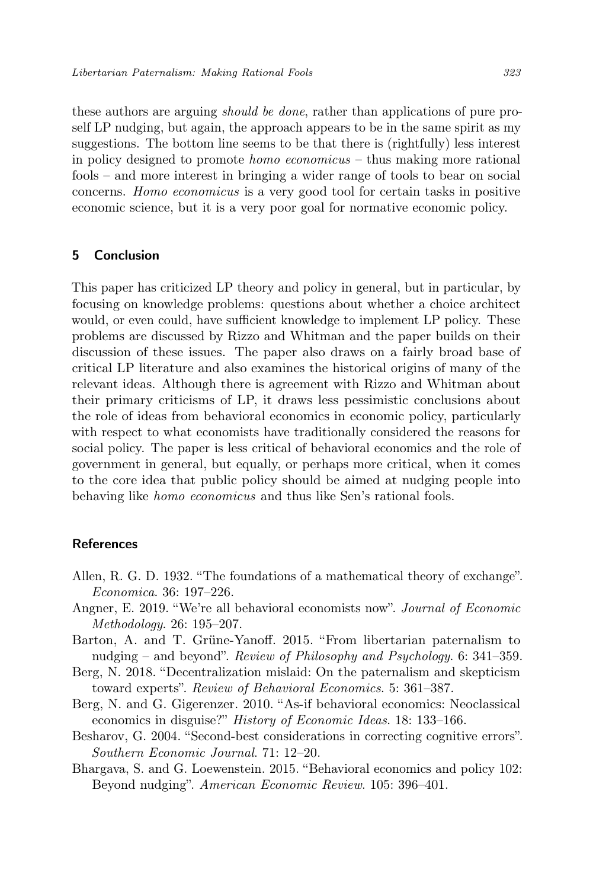these authors are arguing *should be done*, rather than applications of pure pro-self LP nudging, but again, the approach appears to be in the same spirit as my suggestions. The bottom line seems to be that there is (rightfully) less interest in policy designed to promote *homo economicus* – thus making more rational fools – and more interest in bringing a wider range of tools to bear on social concerns. *Homo economicus* is a very good tool for certain tasks in positive economic science, but it is a very poor goal for normative economic policy.

## 5 Conclusion

This paper has criticized LP theory and policy in general, but in particular, by focusing on knowledge problems: questions about whether a choice architect would, or even could, have sufficient knowledge to implement LP policy. These problems are discussed by Rizzo and Whitman and the paper builds on their discussion of these issues. The paper also draws on a fairly broad base of critical LP literature and also examines the historical origins of many of the relevant ideas. Although there is agreement with Rizzo and Whitman about their primary criticisms of LP, it draws less pessimistic conclusions about the role of ideas from behavioral economics in economic policy, particularly with respect to what economists have traditionally considered the reasons for social policy. The paper is less critical of behavioral economics and the role of government in general, but equally, or perhaps more critical, when it comes to the core idea that public policy should be aimed at nudging people into behaving like *homo economicus* and thus like Sen's rational fools.

## References

Allen, R. G. D. 1932. "The foundations of a mathematical theory of exchange". *Economica*. 36: 197–226.

Angner, E. 2019. "We're all behavioral economists now". *Journal of Economic Methodology*. 26: 195–207.

Barton, A. and T. Grüne-Yanoff. 2015. "From libertarian paternalism to nudging – and beyond". *Review of Philosophy and Psychology*. 6: 341–359.

Berg, N. 2018. "Decentralization mislaid: On the paternalism and skepticism toward experts". *Review of Behavioral Economics*. 5: 361–387.

Berg, N. and G. Gigerenzer. 2010. "As-if behavioral economics: Neoclassical economics in disguise?" *History of Economic Ideas*. 18: 133–166.

Besharov, G. 2004. "Second-best considerations in correcting cognitive errors". *Southern Economic Journal*. 71: 12–20.

Bhargava, S. and G. Loewenstein. 2015. "Behavioral economics and policy 102: Beyond nudging". *American Economic Review*. 105: 396–401.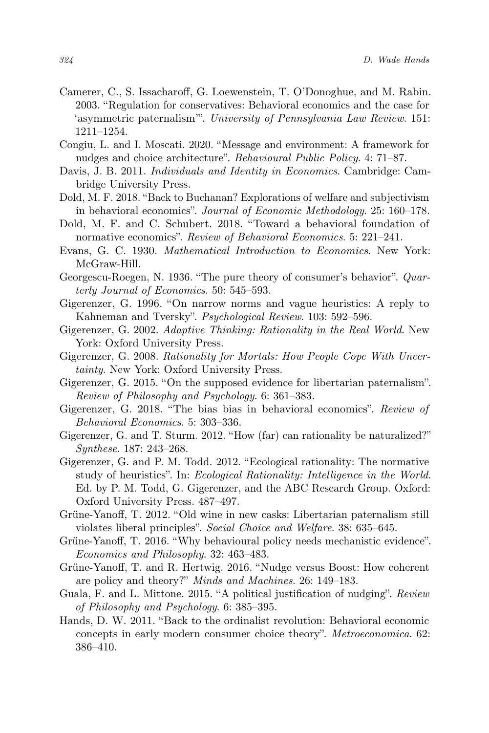Camerer, C., S. Issacharoff, G. Loewenstein, T. O'Donoghue, and M. Rabin. 2003. "Regulation for conservatives: Behavioral economics and the case for 'asymmetric paternalism'". *University of Pennsylvania Law Review*. 151: 1211–1254.

Congiu, L. and I. Moscati. 2020. "Message and environment: A framework for nudges and choice architecture". *Behavioural Public Policy*. 4: 71–87.

Davis, J. B. 2011. *Individuals and Identity in Economics*. Cambridge: Cambridge University Press.

Dold, M. F. 2018. "Back to Buchanan? Explorations of welfare and subjectivism in behavioral economics". *Journal of Economic Methodology*. 25: 160–178.

Dold, M. F. and C. Schubert. 2018. "Toward a behavioral foundation of normative economics". *Review of Behavioral Economics*. 5: 221–241.

Evans, G. C. 1930. *Mathematical Introduction to Economics*. New York: McGraw-Hill.

Georgescu-Roegen, N. 1936. "The pure theory of consumer's behavior". *Quarterly Journal of Economics*. 50: 545–593.

Gigerenzer, G. 1996. "On narrow norms and vague heuristics: A reply to Kahneman and Tversky". *Psychological Review*. 103: 592–596.

Gigerenzer, G. 2002. *Adaptive Thinking: Rationality in the Real World*. New York: Oxford University Press.

Gigerenzer, G. 2008. *Rationality for Mortals: How People Cope With Uncertainty*. New York: Oxford University Press.

Gigerenzer, G. 2015. "On the supposed evidence for libertarian paternalism". *Review of Philosophy and Psychology*. 6: 361–383.

Gigerenzer, G. 2018. "The bias bias in behavioral economics". *Review of Behavioral Economics*. 5: 303–336.

Gigerenzer, G. and T. Sturm. 2012. "How (far) can rationality be naturalized?" *Synthese*. 187: 243–268.

Gigerenzer, G. and P. M. Todd. 2012. "Ecological rationality: The normative study of heuristics". In: *Ecological Rationality: Intelligence in the World*. Ed. by P. M. Todd, G. Gigerenzer, and the ABC Research Group. Oxford: Oxford University Press. 487–497.

Grüne-Yanoff, T. 2012. "Old wine in new casks: Libertarian paternalism still violates liberal principles". *Social Choice and Welfare*. 38: 635–645.

Grüne-Yanoff, T. 2016. "Why behavioural policy needs mechanistic evidence". *Economics and Philosophy*. 32: 463–483.

Grüne-Yanoff, T. and R. Hertwig. 2016. "Nudge versus Boost: How coherent are policy and theory?" *Minds and Machines*. 26: 149–183.

Guala, F. and L. Mittone. 2015. "A political justification of nudging". *Review of Philosophy and Psychology*. 6: 385–395.

Hands, D. W. 2011. "Back to the ordinalist revolution: Behavioral economic concepts in early modern consumer choice theory". *Metroeconomica*. 62: 386–410.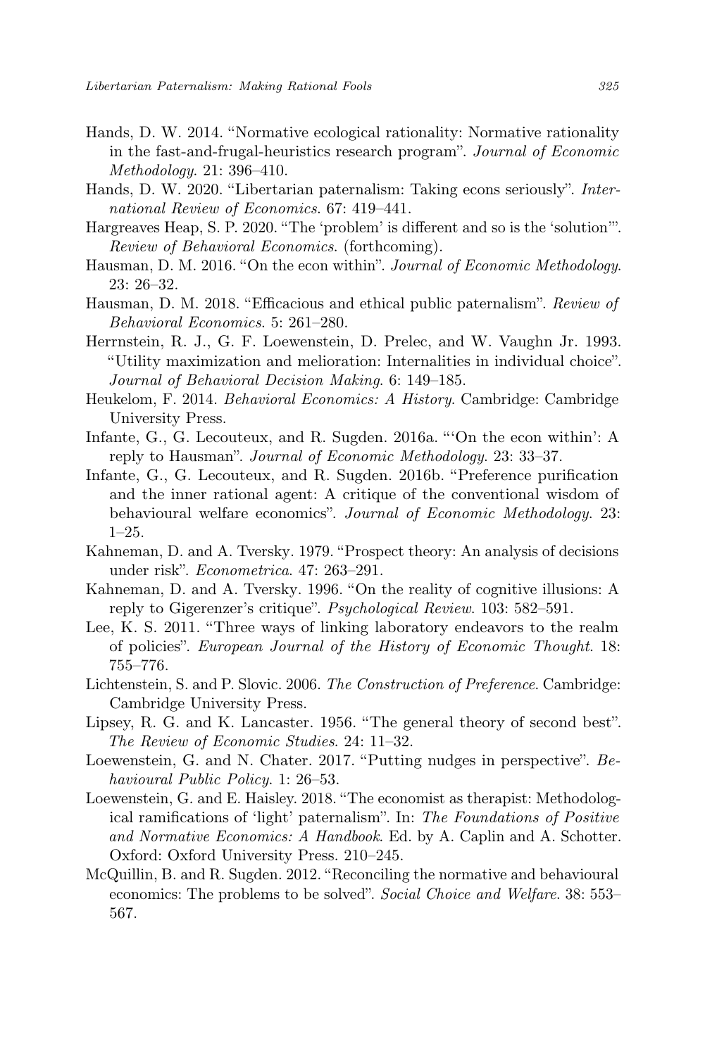Hands, D. W. 2014. "Normative ecological rationality: Normative rationality in the fast-and-frugal-heuristics research program". *Journal of Economic Methodology*. 21: 396–410.

Hands, D. W. 2020. "Libertarian paternalism: Taking econs seriously". *International Review of Economics*. 67: 419–441.

Hargreaves Heap, S. P. 2020. "The 'problem' is different and so is the 'solution'". *Review of Behavioral Economics*. (forthcoming).

Hausman, D. M. 2016. "On the econ within". *Journal of Economic Methodology*. 23: 26–32.

Hausman, D. M. 2018. "Efficacious and ethical public paternalism". *Review of Behavioral Economics*. 5: 261–280.

Herrnstein, R. J., G. F. Loewenstein, D. Prelec, and W. Vaughn Jr. 1993. "Utility maximization and melioration: Internalities in individual choice". *Journal of Behavioral Decision Making*. 6: 149–185.

Heukelom, F. 2014. *Behavioral Economics: A History*. Cambridge: Cambridge University Press.

Infante, G., G. Lecouteux, and R. Sugden. 2016a. "'On the econ within': A reply to Hausman". *Journal of Economic Methodology*. 23: 33–37.

Infante, G., G. Lecouteux, and R. Sugden. 2016b. "Preference purification and the inner rational agent: A critique of the conventional wisdom of behavioural welfare economics". *Journal of Economic Methodology*. 23: 1–25.

Kahneman, D. and A. Tversky. 1979. "Prospect theory: An analysis of decisions under risk". *Econometrica*. 47: 263–291.

Kahneman, D. and A. Tversky. 1996. "On the reality of cognitive illusions: A reply to Gigerenzer's critique". *Psychological Review*. 103: 582–591.

Lee, K. S. 2011. "Three ways of linking laboratory endeavors to the realm of policies". *European Journal of the History of Economic Thought*. 18: 755–776.

Lichtenstein, S. and P. Slovic. 2006. *The Construction of Preference*. Cambridge: Cambridge University Press.

Lipsey, R. G. and K. Lancaster. 1956. "The general theory of second best". *The Review of Economic Studies*. 24: 11–32.

Loewenstein, G. and N. Chater. 2017. "Putting nudges in perspective". *Behavioural Public Policy*. 1: 26–53.

Loewenstein, G. and E. Haisley. 2018. "The economist as therapist: Methodological ramifications of 'light' paternalism". In: *The Foundations of Positive and Normative Economics: A Handbook*. Ed. by A. Caplin and A. Schotter. Oxford: Oxford University Press. 210–245.

McQuillin, B. and R. Sugden. 2012. "Reconciling the normative and behavioural economics: The problems to be solved". *Social Choice and Welfare*. 38: 553–567.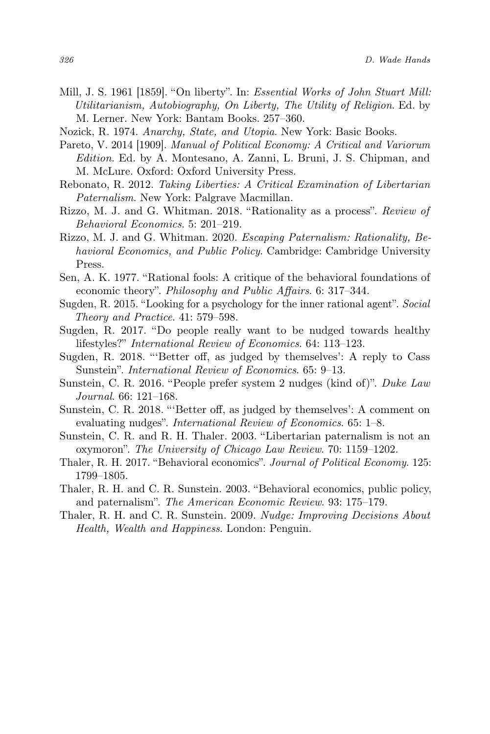Mill, J. S. 1961 [1859]. "On liberty". In: *Essential Works of John Stuart Mill: Utilitarianism, Autobiography, On Liberty, The Utility of Religion*. Ed. by M. Lerner. New York: Bantam Books. 257–360.

Nozick, R. 1974. *Anarchy, State, and Utopia*. New York: Basic Books.

Pareto, V. 2014 [1909]. *Manual of Political Economy: A Critical and Variorum Edition*. Ed. by A. Montesano, A. Zanni, L. Bruni, J. S. Chipman, and M. McLure. Oxford: Oxford University Press.

Rebonato, R. 2012. *Taking Liberties: A Critical Examination of Libertarian Paternalism*. New York: Palgrave Macmillan.

Rizzo, M. J. and G. Whitman. 2018. "Rationality as a process". *Review of Behavioral Economics*. 5: 201–219.

Rizzo, M. J. and G. Whitman. 2020. *Escaping Paternalism: Rationality, Behavioral Economics, and Public Policy*. Cambridge: Cambridge University Press.

Sen, A. K. 1977. "Rational fools: A critique of the behavioral foundations of economic theory". *Philosophy and Public Affairs*. 6: 317–344.

Sugden, R. 2015. "Looking for a psychology for the inner rational agent". *Social Theory and Practice*. 41: 579–598.

Sugden, R. 2017. "Do people really want to be nudged towards healthy lifestyles?" *International Review of Economics*. 64: 113–123.

Sugden, R. 2018. "'Better off, as judged by themselves': A reply to Cass Sunstein". *International Review of Economics*. 65: 9–13.

Sunstein, C. R. 2016. "People prefer system 2 nudges (kind of)". *Duke Law Journal*. 66: 121–168.

Sunstein, C. R. 2018. "'Better off, as judged by themselves': A comment on evaluating nudges". *International Review of Economics*. 65: 1–8.

Sunstein, C. R. and R. H. Thaler. 2003. "Libertarian paternalism is not an oxymoron". *The University of Chicago Law Review*. 70: 1159–1202.

Thaler, R. H. 2017. "Behavioral economics". *Journal of Political Economy*. 125: 1799–1805.

Thaler, R. H. and C. R. Sunstein. 2003. "Behavioral economics, public policy, and paternalism". *The American Economic Review*. 93: 175–179.

Thaler, R. H. and C. R. Sunstein. 2009. *Nudge: Improving Decisions About Health, Wealth and Happiness*. London: Penguin.